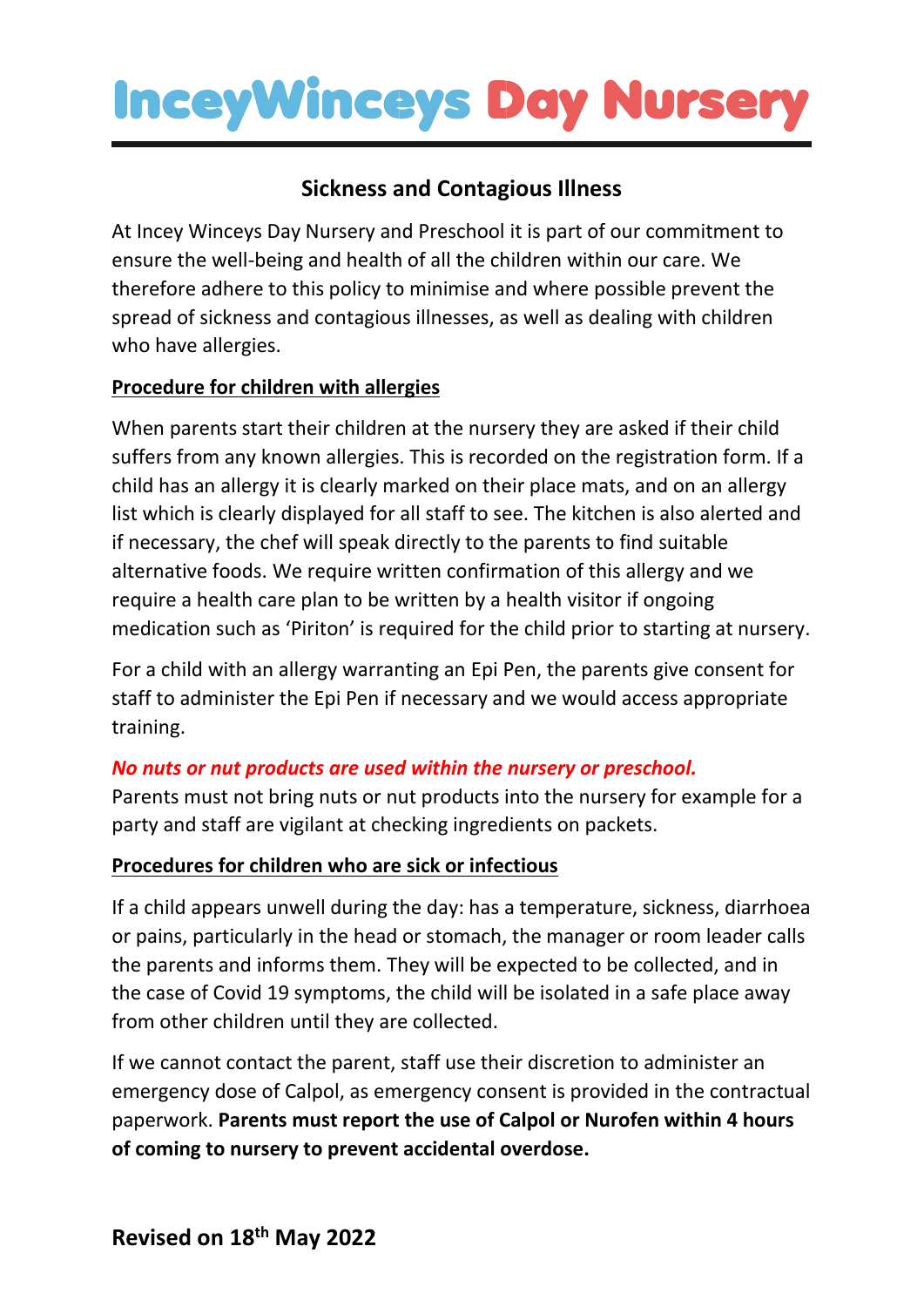# IncevWinceys Day Nursery

## Sickness and Contagious Illness

At Incey Winceys Day Nursery and Preschool it is part of our commitment to ensure the well-being and health of all the children within our care. We therefore adhere to this policy to minimise and where possible prevent the spread of sickness and contagious illnesses, as well as dealing with children who have allergies.

**Procedure for children with allergies**

When parents start their children at the nursery they are asked if their child suffers from any known allergies. This is recorded on the registration form. If a child has an allergy it is clearly marked on their place mats, and on an allergy list which is clearly displayed for all staff to see. The kitchen is also alerted and if necessary, the chef will speak directly to the parents to find suitable alternative foods. We require written confirmation of this allergy and we require a health care plan to be written by a health visitor if ongoing medication such as 'Piriton' is required for the child prior to starting at nursery.

For a child with an allergy warranting an Epi Pen, the parents give consent for staff to administer the Epi Pen if necessary and we would access appropriate training.

***No nuts or nut products are used within the nursery or preschool.***

Parents must not bring nuts or nut products into the nursery for example for a party and staff are vigilant at checking ingredients on packets.

**Procedures for children who are sick or infectious**

If a child appears unwell during the day: has a temperature, sickness, diarrhoea or pains, particularly in the head or stomach, the manager or room leader calls the parents and informs them. They will be expected to be collected, and in the case of Covid 19 symptoms, the child will be isolated in a safe place away from other children until they are collected.

If we cannot contact the parent, staff use their discretion to administer an emergency dose of Calpol, as emergency consent is provided in the contractual paperwork. **Parents must report the use of Calpol or Nurofen within 4 hours of coming to nursery to prevent accidental overdose.**

**Revised on 18th May 2022**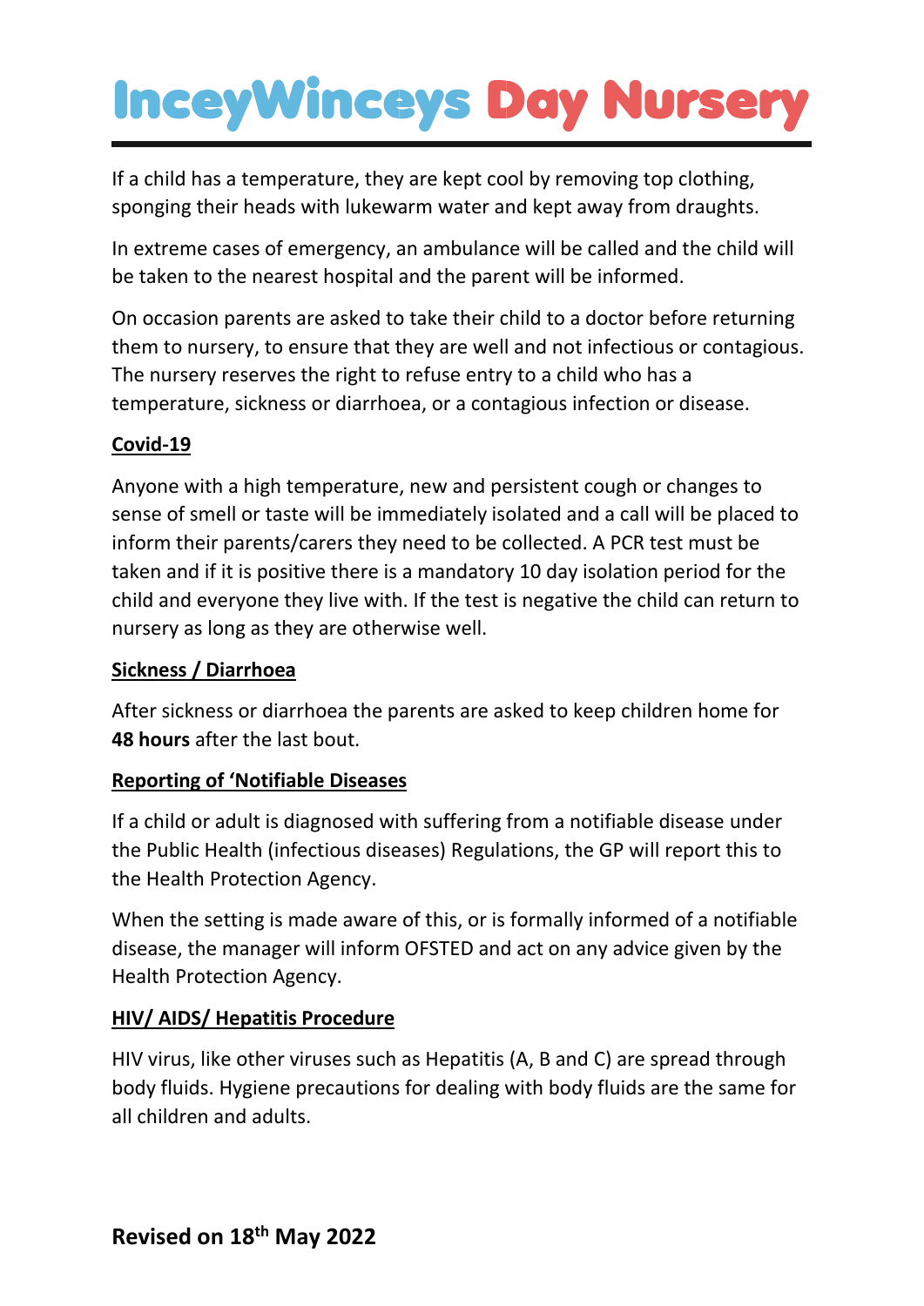If a child has a temperature, they are kept cool by removing top clothing, sponging their heads with lukewarm water and kept away from draughts.

In extreme cases of emergency, an ambulance will be called and the child will be taken to the nearest hospital and the parent will be informed.

On occasion parents are asked to take their child to a doctor before returning them to nursery, to ensure that they are well and not infectious or contagious. The nursery reserves the right to refuse entry to a child who has a temperature, sickness or diarrhoea, or a contagious infection or disease.

**Covid-19**

Anyone with a high temperature, new and persistent cough or changes to sense of smell or taste will be immediately isolated and a call will be placed to inform their parents/carers they need to be collected. A PCR test must be taken and if it is positive there is a mandatory 10 day isolation period for the child and everyone they live with. If the test is negative the child can return to nursery as long as they are otherwise well.

**Sickness / Diarrhoea**

After sickness or diarrhoea the parents are asked to keep children home for **48 hours** after the last bout.

**Reporting of 'Notifiable Diseases**

If a child or adult is diagnosed with suffering from a notifiable disease under the Public Health (infectious diseases) Regulations, the GP will report this to the Health Protection Agency.

When the setting is made aware of this, or is formally informed of a notifiable disease, the manager will inform OFSTED and act on any advice given by the Health Protection Agency.

**HIV/ AIDS/ Hepatitis Procedure**

HIV virus, like other viruses such as Hepatitis (A, B and C) are spread through body fluids. Hygiene precautions for dealing with body fluids are the same for all children and adults.

**Revised on 18th May 2022**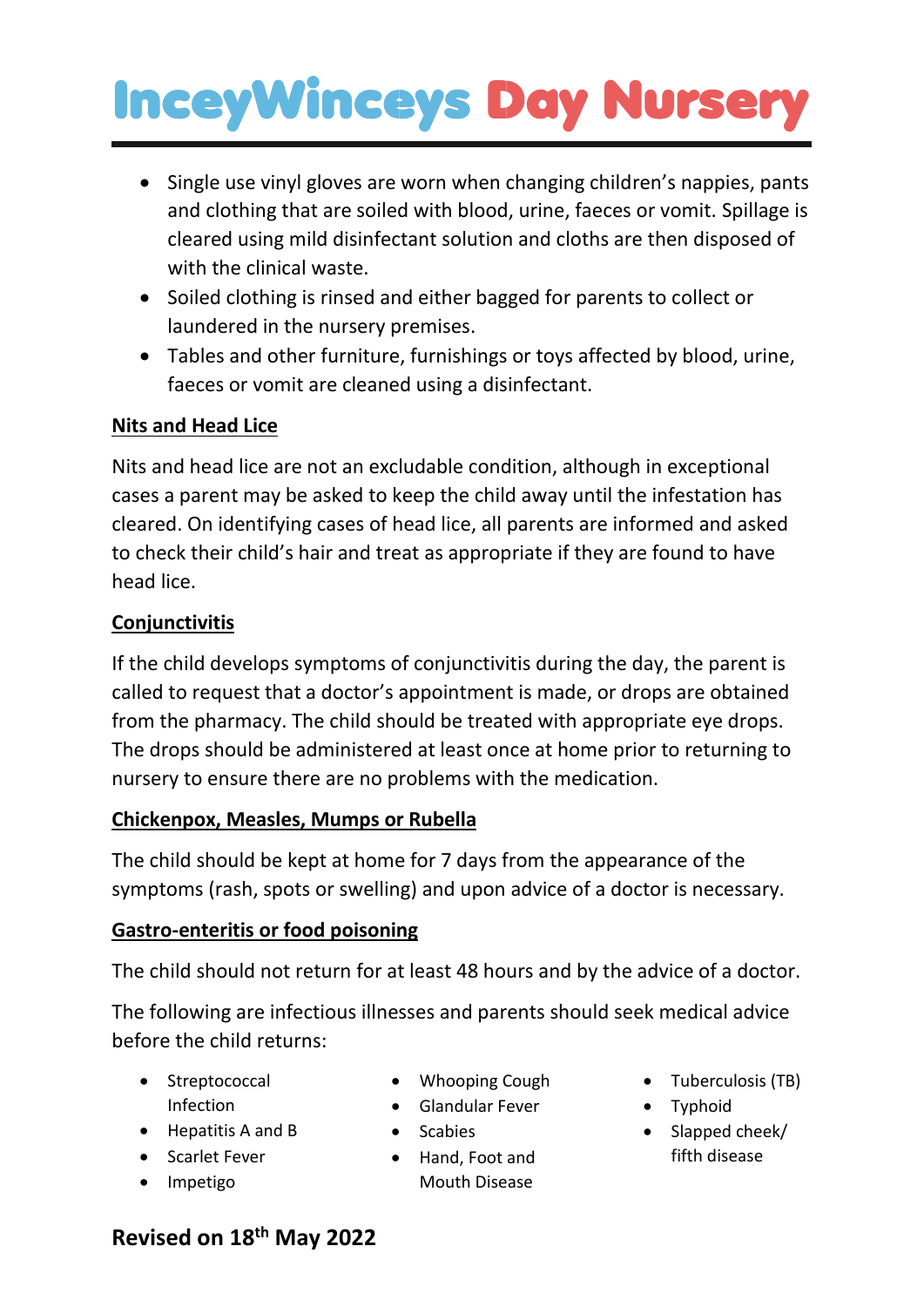- Single use vinyl gloves are worn when changing children's nappies, pants and clothing that are soiled with blood, urine, faeces or vomit. Spillage is cleared using mild disinfectant solution and cloths are then disposed of with the clinical waste.
- Soiled clothing is rinsed and either bagged for parents to collect or laundered in the nursery premises.
- Tables and other furniture, furnishings or toys affected by blood, urine, faeces or vomit are cleaned using a disinfectant.

**Nits and Head Lice**

Nits and head lice are not an excludable condition, although in exceptional cases a parent may be asked to keep the child away until the infestation has cleared. On identifying cases of head lice, all parents are informed and asked to check their child's hair and treat as appropriate if they are found to have head lice.

**Conjunctivitis**

If the child develops symptoms of conjunctivitis during the day, the parent is called to request that a doctor's appointment is made, or drops are obtained from the pharmacy. The child should be treated with appropriate eye drops. The drops should be administered at least once at home prior to returning to nursery to ensure there are no problems with the medication.

**Chickenpox, Measles, Mumps or Rubella**

The child should be kept at home for 7 days from the appearance of the symptoms (rash, spots or swelling) and upon advice of a doctor is necessary.

**Gastro-enteritis or food poisoning**

The child should not return for at least 48 hours and by the advice of a doctor.

The following are infectious illnesses and parents should seek medical advice before the child returns:

- Streptococcal Infection
- Hepatitis A and B
- Scarlet Fever
- Impetigo
- Whooping Cough
- Glandular Fever
- Scabies
- Hand, Foot and Mouth Disease
- Tuberculosis (TB)
- Typhoid
- Slapped cheek/ fifth disease

**Revised on 18th May 2022**